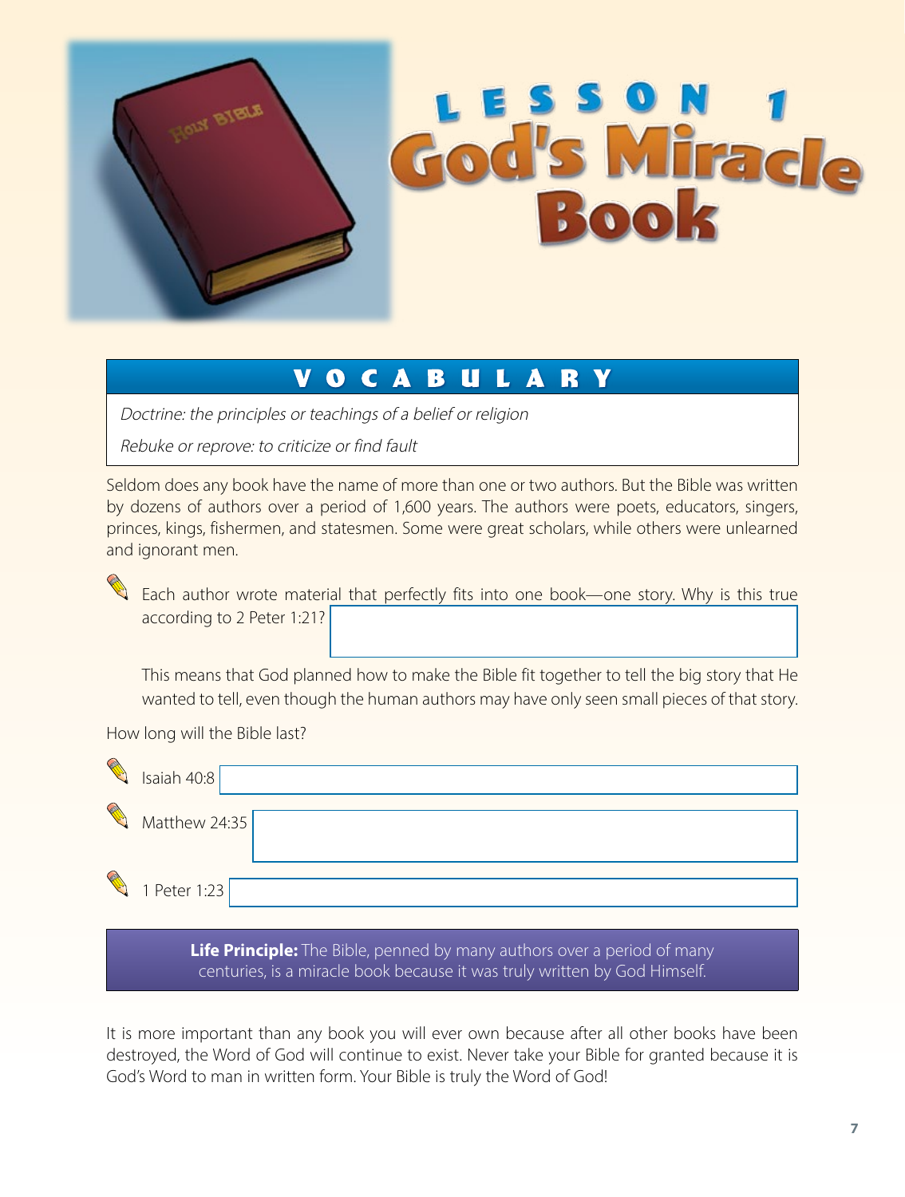# LESSON 1 God's Miracle Book

## VOCABULARY

*Doctrine: the principles or teachings of a belief or religion*

*Rebuke or reprove: to criticize or find fault*

Seldom does any book have the name of more than one or two authors. But the Bible was written by dozens of authors over a period of 1,600 years. The authors were poets, educators, singers, princes, kings, fishermen, and statesmen. Some were great scholars, while others were unlearned and ignorant men.

Each author wrote material that perfectly fits into one book—one story. Why is this true according to 2 Peter 1:21?

This means that God planned how to make the Bible fit together to tell the big story that He wanted to tell, even though the human authors may have only seen small pieces of that story.

How long will the Bible last?

Isaiah 40:8

Matthew 24:35

1 Peter 1:23

**Life Principle:** The Bible, penned by many authors over a period of many centuries, is a miracle book because it was truly written by God Himself.

It is more important than any book you will ever own because after all other books have been destroyed, the Word of God will continue to exist. Never take your Bible for granted because it is God's Word to man in written form. Your Bible is truly the Word of God!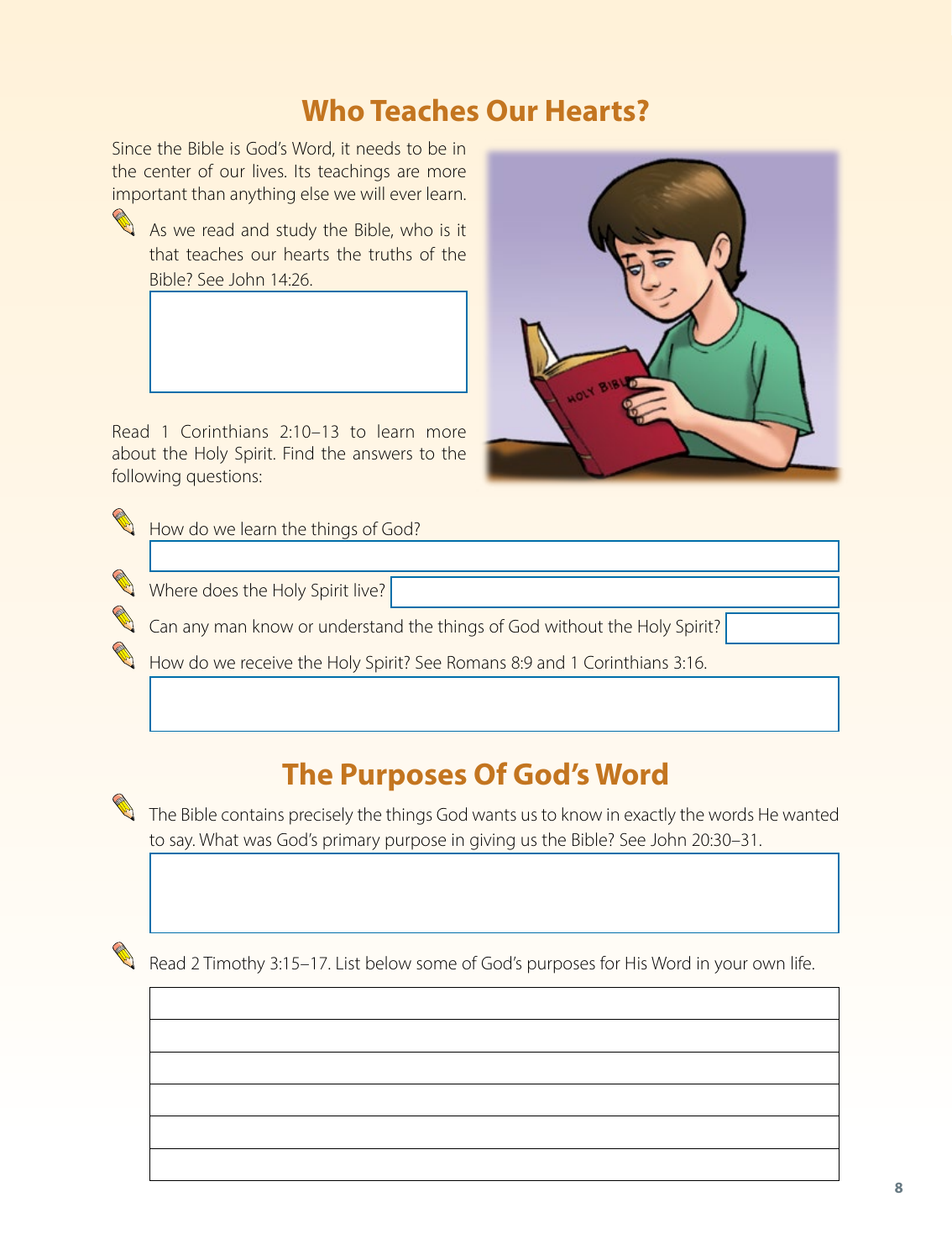## Who Teaches Our Hearts?

Since the Bible is God's Word, it needs to be in the center of our lives. Its teachings are more important than anything else we will ever learn.

As we read and study the Bible, who is it that teaches our hearts the truths of the Bible? See John 14:26.

Read 1 Corinthians 2:10–13 to learn more about the Holy Spirit. Find the answers to the following questions:

How do we learn the things of God?

Where does the Holy Spirit live?

Can any man know or understand the things of God without the Holy Spirit?

How do we receive the Holy Spirit? See Romans 8:9 and 1 Corinthians 3:16.

## The Purposes Of God's Word

The Bible contains precisely the things God wants us to know in exactly the words He wanted to say. What was God's primary purpose in giving us the Bible? See John 20:30–31.

Read 2 Timothy 3:15–17. List below some of God's purposes for His Word in your own life.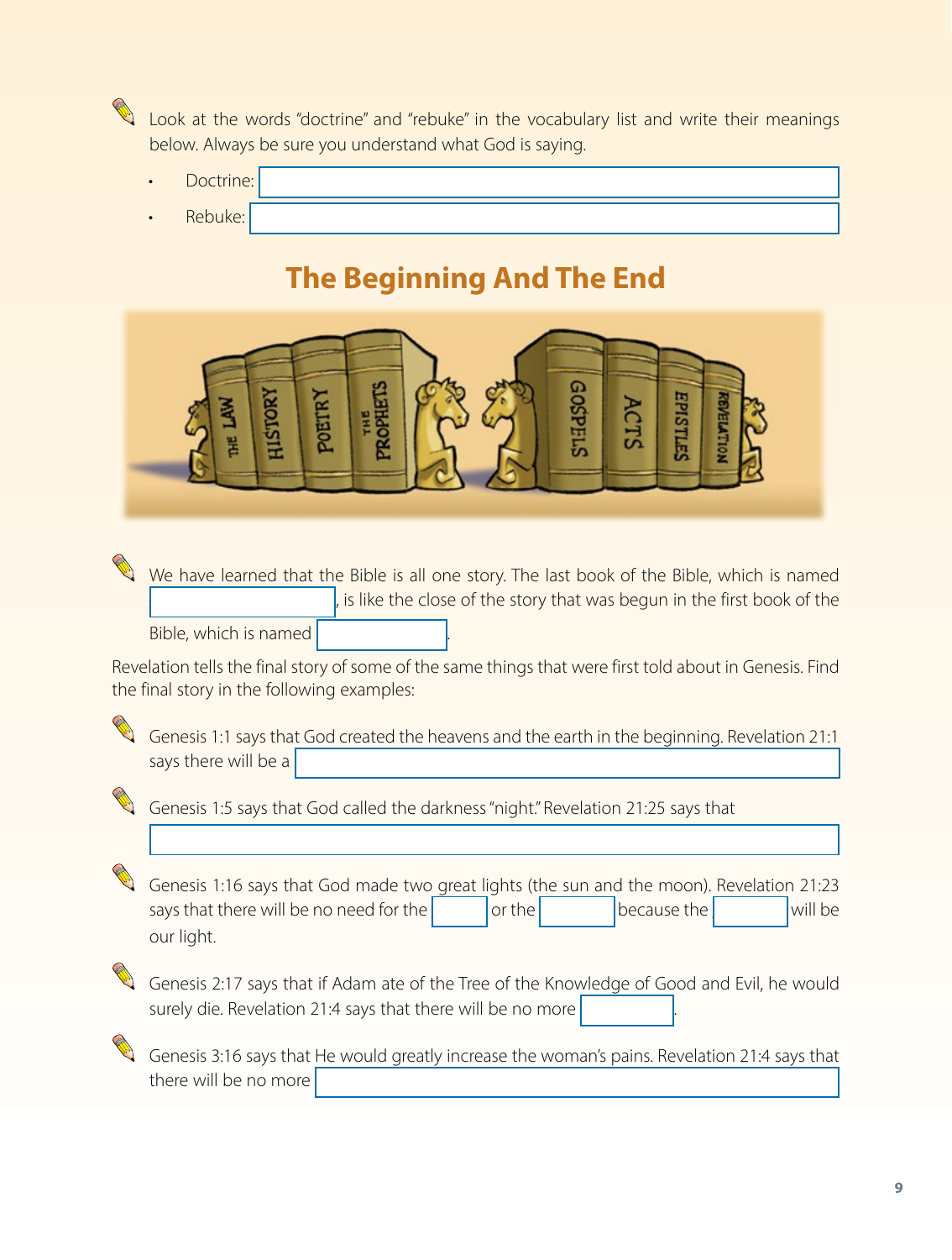Look at the words "doctrine" and "rebuke" in the vocabulary list and write their meanings below. Always be sure you understand what God is saying.

- Doctrine: ____________________
- Rebuke: ____________________

## The Beginning And The End

We have learned that the Bible is all one story. The last book of the Bible, which is named ____________________, is like the close of the story that was begun in the first book of the Bible, which is named ____________________.

Revelation tells the final story of some of the same things that were first told about in Genesis. Find the final story in the following examples:

Genesis 1:1 says that God created the heavens and the earth in the beginning. Revelation 21:1 says there will be a ____________________

Genesis 1:5 says that God called the darkness "night." Revelation 21:25 says that

____________________

Genesis 1:16 says that God made two great lights (the sun and the moon). Revelation 21:23 says that there will be no need for the __________ or the __________ because the __________ will be our light.

Genesis 2:17 says that if Adam ate of the Tree of the Knowledge of Good and Evil, he would surely die. Revelation 21:4 says that there will be no more __________.

Genesis 3:16 says that He would greatly increase the woman's pains. Revelation 21:4 says that there will be no more ____________________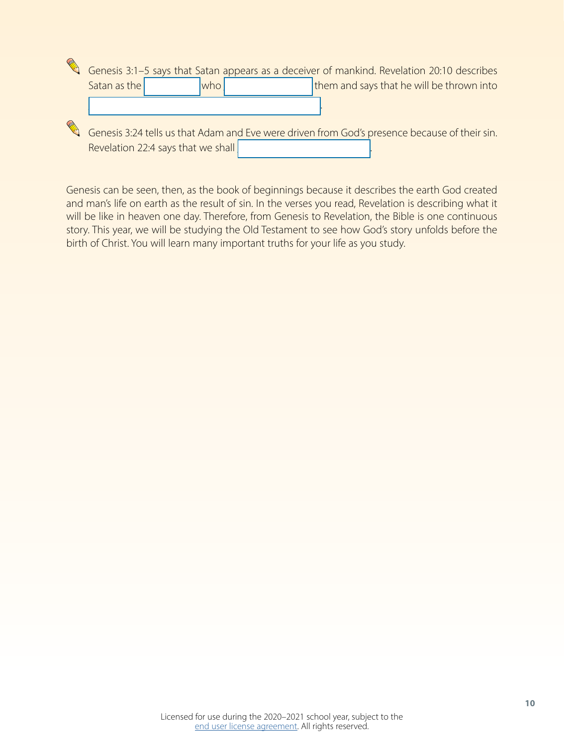Genesis 3:1–5 says that Satan appears as a deceiver of mankind. Revelation 20:10 describes Satan as the \_\_\_\_\_\_\_\_\_\_ who \_\_\_\_\_\_\_\_\_\_\_\_\_\_\_ them and says that he will be thrown into \_\_\_\_\_\_\_\_\_\_\_\_\_\_\_\_\_\_\_\_\_\_\_\_\_\_\_\_\_\_\_\_\_\_\_\_\_\_\_\_.

Genesis 3:24 tells us that Adam and Eve were driven from God's presence because of their sin. Revelation 22:4 says that we shall \_\_\_\_\_\_\_\_\_\_\_\_\_\_\_\_\_\_\_\_\_\_\_\_.

Genesis can be seen, then, as the book of beginnings because it describes the earth God created and man's life on earth as the result of sin. In the verses you read, Revelation is describing what it will be like in heaven one day. Therefore, from Genesis to Revelation, the Bible is one continuous story. This year, we will be studying the Old Testament to see how God's story unfolds before the birth of Christ. You will learn many important truths for your life as you study.

Licensed for use during the 2020–2021 school year, subject to the end user license agreement. All rights reserved.